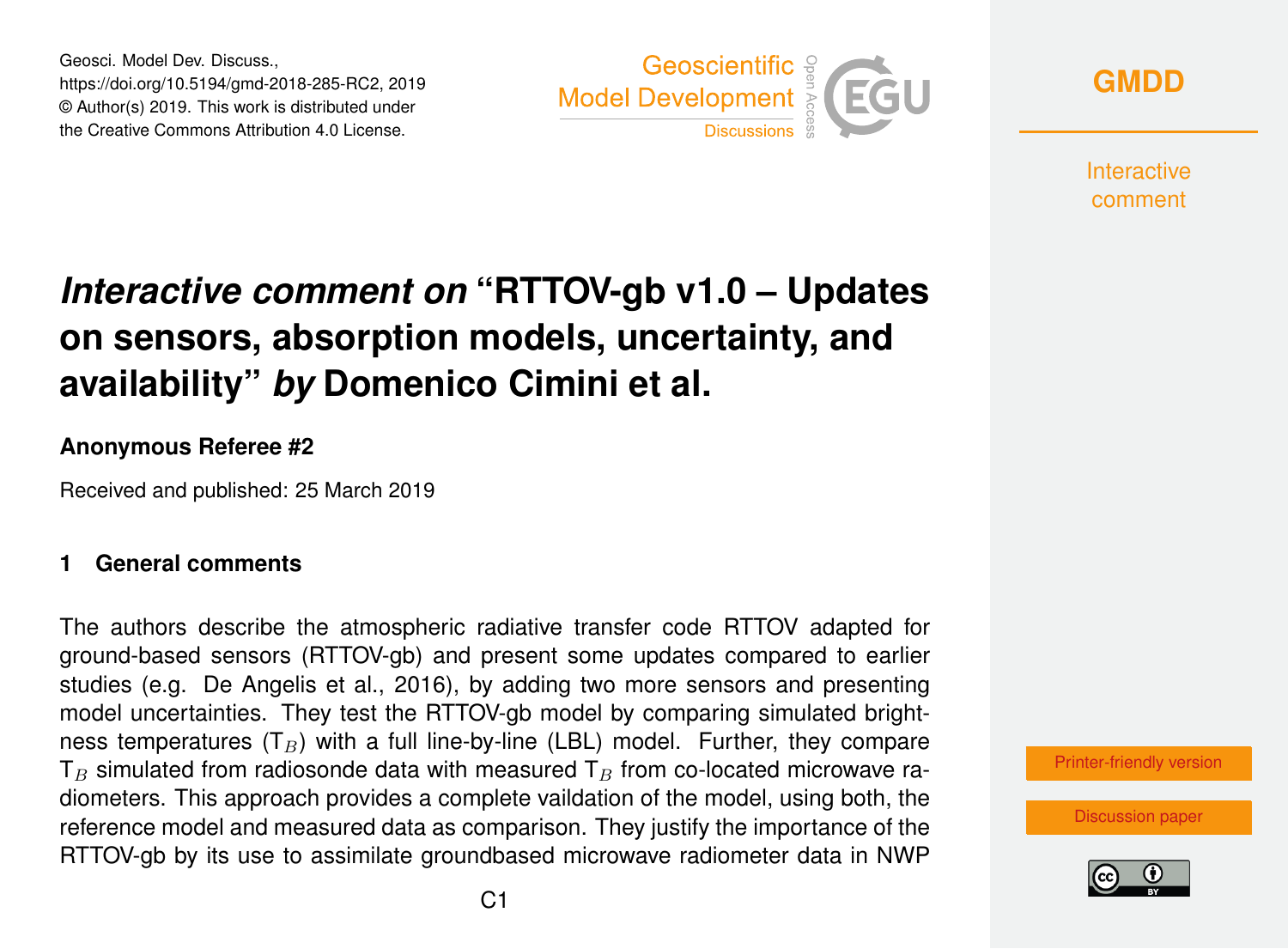*Interactive comment on* "RTTOV-gb v1.0 – Updates on sensors, absorption models, uncertainty, and availability" *by* Domenico Cimini et al.

**Anonymous Referee #2**

Received and published: 25 March 2019

## 1 General comments

The authors describe the atmospheric radiative transfer code RTTOV adapted for ground-based sensors (RTTOV-gb) and present some updates compared to earlier studies (e.g. De Angelis et al., 2016), by adding two more sensors and presenting model uncertainties. They test the RTTOV-gb model by comparing simulated brightness temperatures ($T_B$) with a full line-by-line (LBL) model. Further, they compare $T_B$ simulated from radiosonde data with measured $T_B$ from co-located microwave radiometers. This approach provides a complete vaildation of the model, using both, the reference model and measured data as comparison. They justify the importance of the RTTOV-gb by its use to assimilate groundbased microwave radiometer data in NWP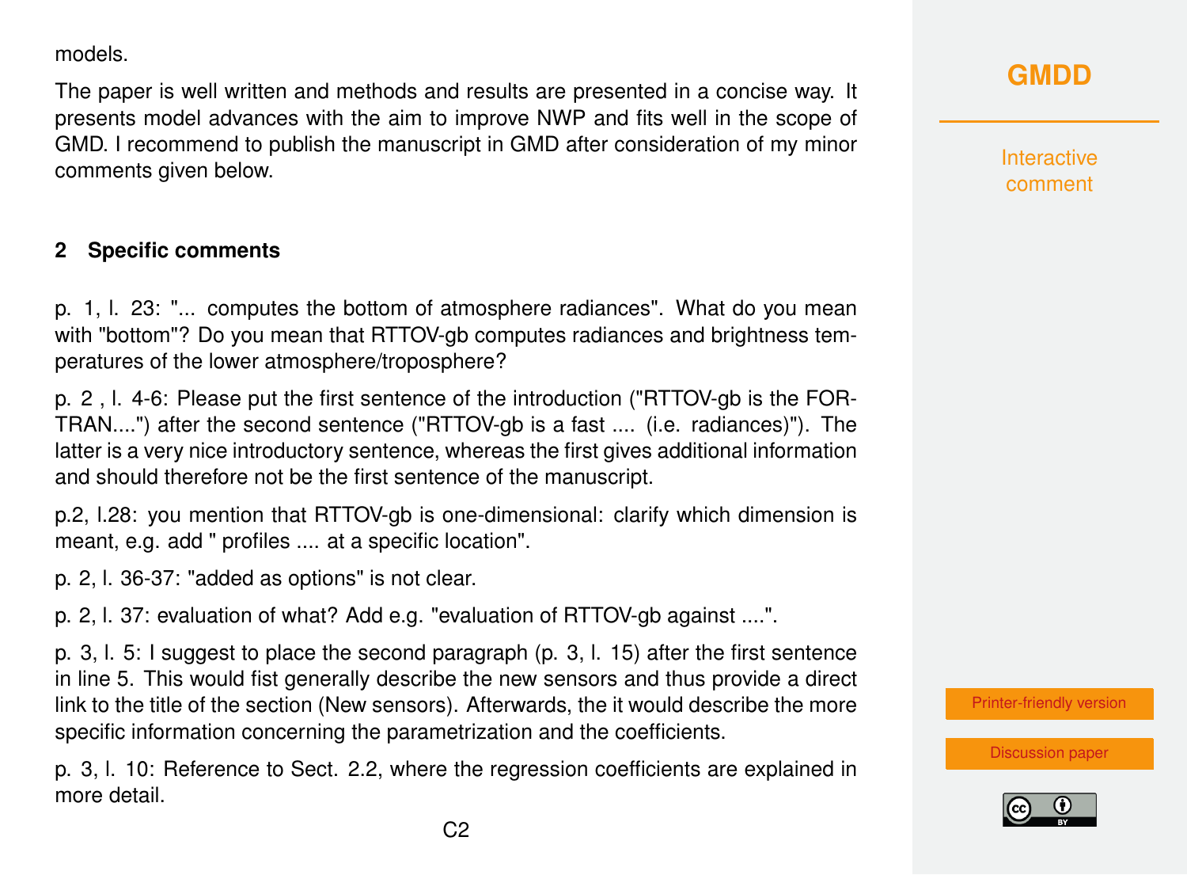models.

The paper is well written and methods and results are presented in a concise way. It presents model advances with the aim to improve NWP and fits well in the scope of GMD. I recommend to publish the manuscript in GMD after consideration of my minor comments given below.

## 2 Specific comments

p. 1, l. 23: "... computes the bottom of atmosphere radiances". What do you mean with "bottom"? Do you mean that RTTOV-gb computes radiances and brightness temperatures of the lower atmosphere/troposphere?

p. 2 , l. 4-6: Please put the first sentence of the introduction ("RTTOV-gb is the FORTRAN....") after the second sentence ("RTTOV-gb is a fast .... (i.e. radiances)"). The latter is a very nice introductory sentence, whereas the first gives additional information and should therefore not be the first sentence of the manuscript.

p.2, l.28: you mention that RTTOV-gb is one-dimensional: clarify which dimension is meant, e.g. add " profiles .... at a specific location".

p. 2, l. 36-37: "added as options" is not clear.

p. 2, l. 37: evaluation of what? Add e.g. "evaluation of RTTOV-gb against ....".

p. 3, l. 5: I suggest to place the second paragraph (p. 3, l. 15) after the first sentence in line 5. This would fist generally describe the new sensors and thus provide a direct link to the title of the section (New sensors). Afterwards, the it would describe the more specific information concerning the parametrization and the coefficients.

p. 3, l. 10: Reference to Sect. 2.2, where the regression coefficients are explained in more detail.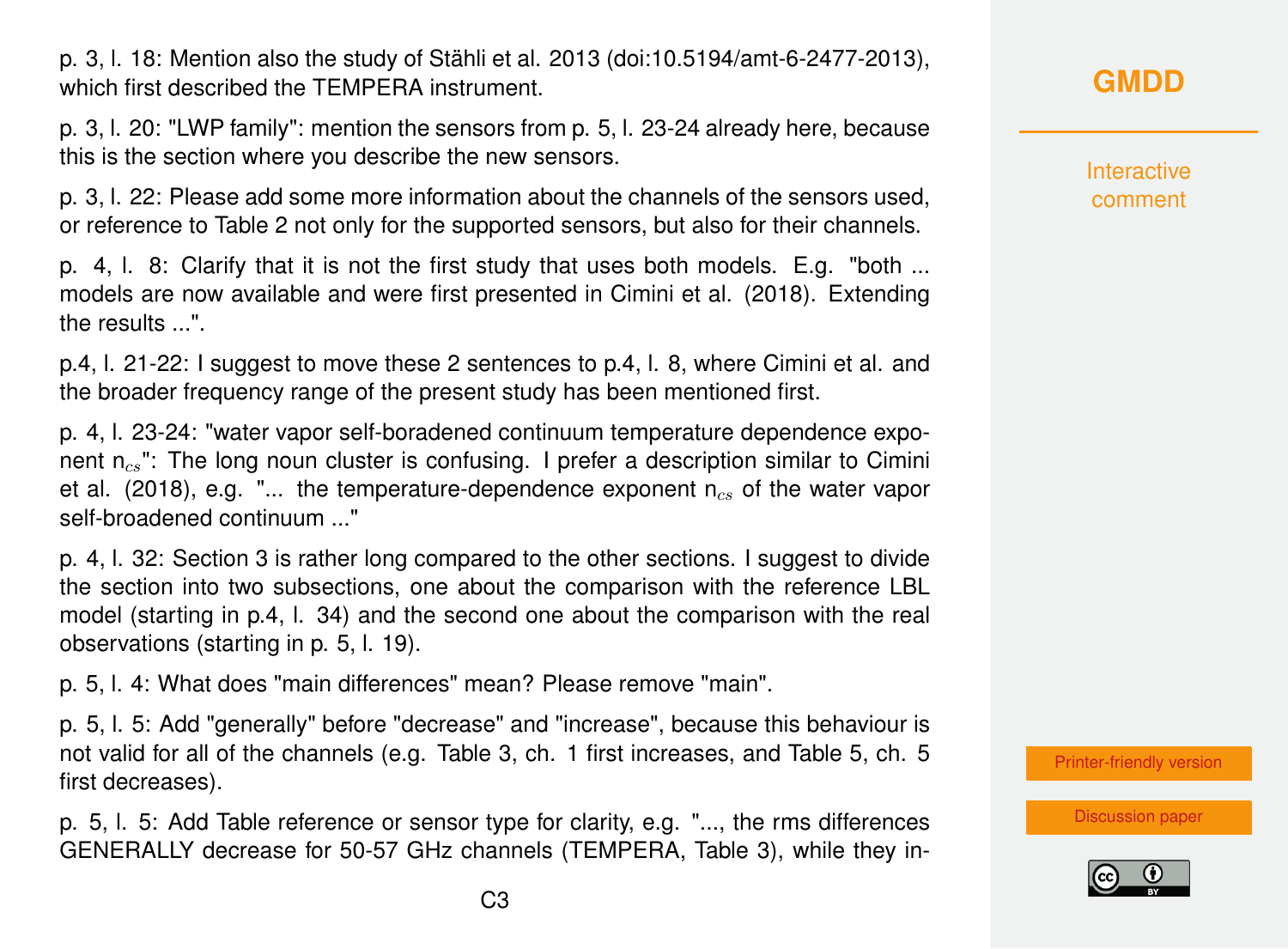p. 3, l. 18: Mention also the study of Stähli et al. 2013 (doi:10.5194/amt-6-2477-2013), which first described the TEMPERA instrument.

p. 3, l. 20: "LWP family": mention the sensors from p. 5, l. 23-24 already here, because this is the section where you describe the new sensors.

p. 3, l. 22: Please add some more information about the channels of the sensors used, or reference to Table 2 not only for the supported sensors, but also for their channels.

p. 4, l. 8: Clarify that it is not the first study that uses both models. E.g. "both ... models are now available and were first presented in Cimini et al. (2018). Extending the results ...".

p.4, l. 21-22: I suggest to move these 2 sentences to p.4, l. 8, where Cimini et al. and the broader frequency range of the present study has been mentioned first.

p. 4, l. 23-24: "water vapor self-boradened continuum temperature dependence exponent $n_{cs}$": The long noun cluster is confusing. I prefer a description similar to Cimini et al. (2018), e.g. "... the temperature-dependence exponent $n_{cs}$ of the water vapor self-broadened continuum ..."

p. 4, l. 32: Section 3 is rather long compared to the other sections. I suggest to divide the section into two subsections, one about the comparison with the reference LBL model (starting in p.4, l. 34) and the second one about the comparison with the real observations (starting in p. 5, l. 19).

p. 5, l. 4: What does "main differences" mean? Please remove "main".

p. 5, l. 5: Add "generally" before "decrease" and "increase", because this behaviour is not valid for all of the channels (e.g. Table 3, ch. 1 first increases, and Table 5, ch. 5 first decreases).

p. 5, l. 5: Add Table reference or sensor type for clarity, e.g. "..., the rms differences GENERALLY decrease for 50-57 GHz channels (TEMPERA, Table 3), while they in-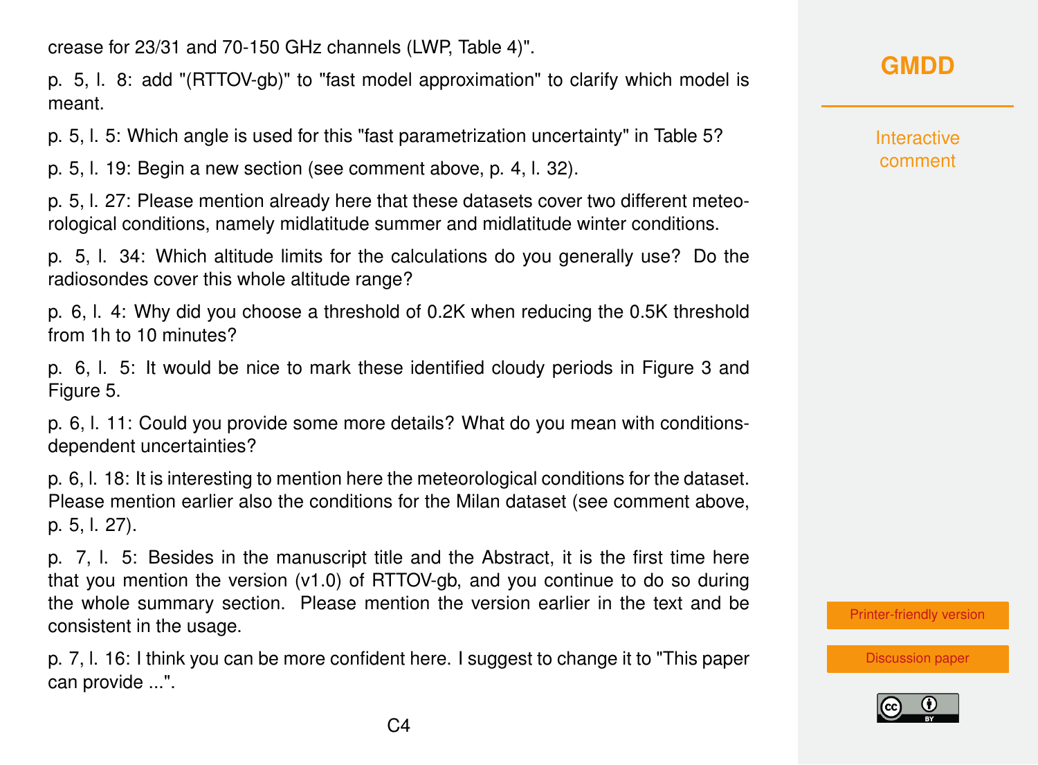crease for 23/31 and 70-150 GHz channels (LWP, Table 4)".

p. 5, l. 8: add "(RTTOV-gb)" to "fast model approximation" to clarify which model is meant.

p. 5, l. 5: Which angle is used for this "fast parametrization uncertainty" in Table 5?

p. 5, l. 19: Begin a new section (see comment above, p. 4, l. 32).

p. 5, l. 27: Please mention already here that these datasets cover two different meteorological conditions, namely midlatitude summer and midlatitude winter conditions.

p. 5, l. 34: Which altitude limits for the calculations do you generally use? Do the radiosondes cover this whole altitude range?

p. 6, l. 4: Why did you choose a threshold of 0.2K when reducing the 0.5K threshold from 1h to 10 minutes?

p. 6, l. 5: It would be nice to mark these identified cloudy periods in Figure 3 and Figure 5.

p. 6, l. 11: Could you provide some more details? What do you mean with conditions-dependent uncertainties?

p. 6, l. 18: It is interesting to mention here the meteorological conditions for the dataset. Please mention earlier also the conditions for the Milan dataset (see comment above, p. 5, l. 27).

p. 7, l. 5: Besides in the manuscript title and the Abstract, it is the first time here that you mention the version (v1.0) of RTTOV-gb, and you continue to do so during the whole summary section. Please mention the version earlier in the text and be consistent in the usage.

p. 7, l. 16: I think you can be more confident here. I suggest to change it to "This paper can provide ...".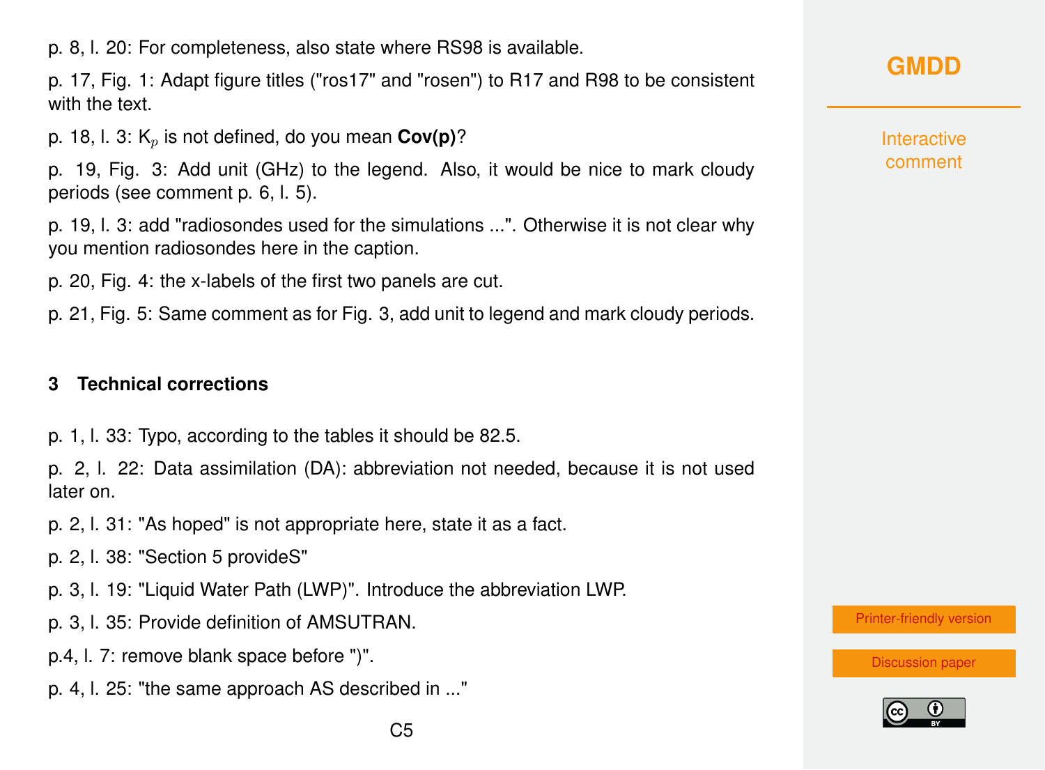p. 8, l. 20: For completeness, also state where RS98 is available.

p. 17, Fig. 1: Adapt figure titles ("ros17" and "rosen") to R17 and R98 to be consistent with the text.

p. 18, l. 3: $K_p$ is not defined, do you mean **Cov(p)**?

p. 19, Fig. 3: Add unit (GHz) to the legend. Also, it would be nice to mark cloudy periods (see comment p. 6, l. 5).

p. 19, l. 3: add "radiosondes used for the simulations ...". Otherwise it is not clear why you mention radiosondes here in the caption.

p. 20, Fig. 4: the x-labels of the first two panels are cut.

p. 21, Fig. 5: Same comment as for Fig. 3, add unit to legend and mark cloudy periods.

## 3 Technical corrections

p. 1, l. 33: Typo, according to the tables it should be 82.5.

p. 2, l. 22: Data assimilation (DA): abbreviation not needed, because it is not used later on.

p. 2, l. 31: "As hoped" is not appropriate here, state it as a fact.

p. 2, l. 38: "Section 5 provideS"

p. 3, l. 19: "Liquid Water Path (LWP)". Introduce the abbreviation LWP.

p. 3, l. 35: Provide definition of AMSUTRAN.

p.4, l. 7: remove blank space before ")".

p. 4, l. 25: "the same approach AS described in ..."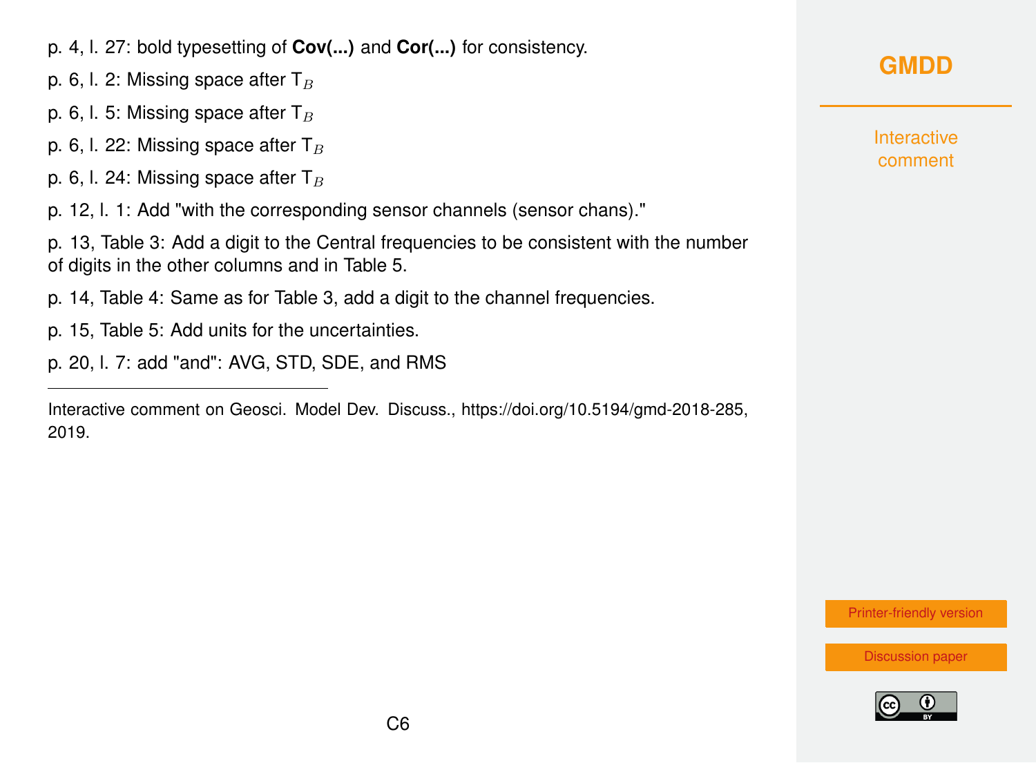p. 4, l. 27: bold typesetting of **Cov(...)** and **Cor(...)** for consistency.

p. 6, l. 2: Missing space after $T_B$

p. 6, l. 5: Missing space after $T_B$

p. 6, l. 22: Missing space after $T_B$

p. 6, l. 24: Missing space after $T_B$

p. 12, l. 1: Add "with the corresponding sensor channels (sensor chans)."

p. 13, Table 3: Add a digit to the Central frequencies to be consistent with the number of digits in the other columns and in Table 5.

p. 14, Table 4: Same as for Table 3, add a digit to the channel frequencies.

p. 15, Table 5: Add units for the uncertainties.

p. 20, l. 7: add "and": AVG, STD, SDE, and RMS

---

Interactive comment on Geosci. Model Dev. Discuss., https://doi.org/10.5194/gmd-2018-285, 2019.